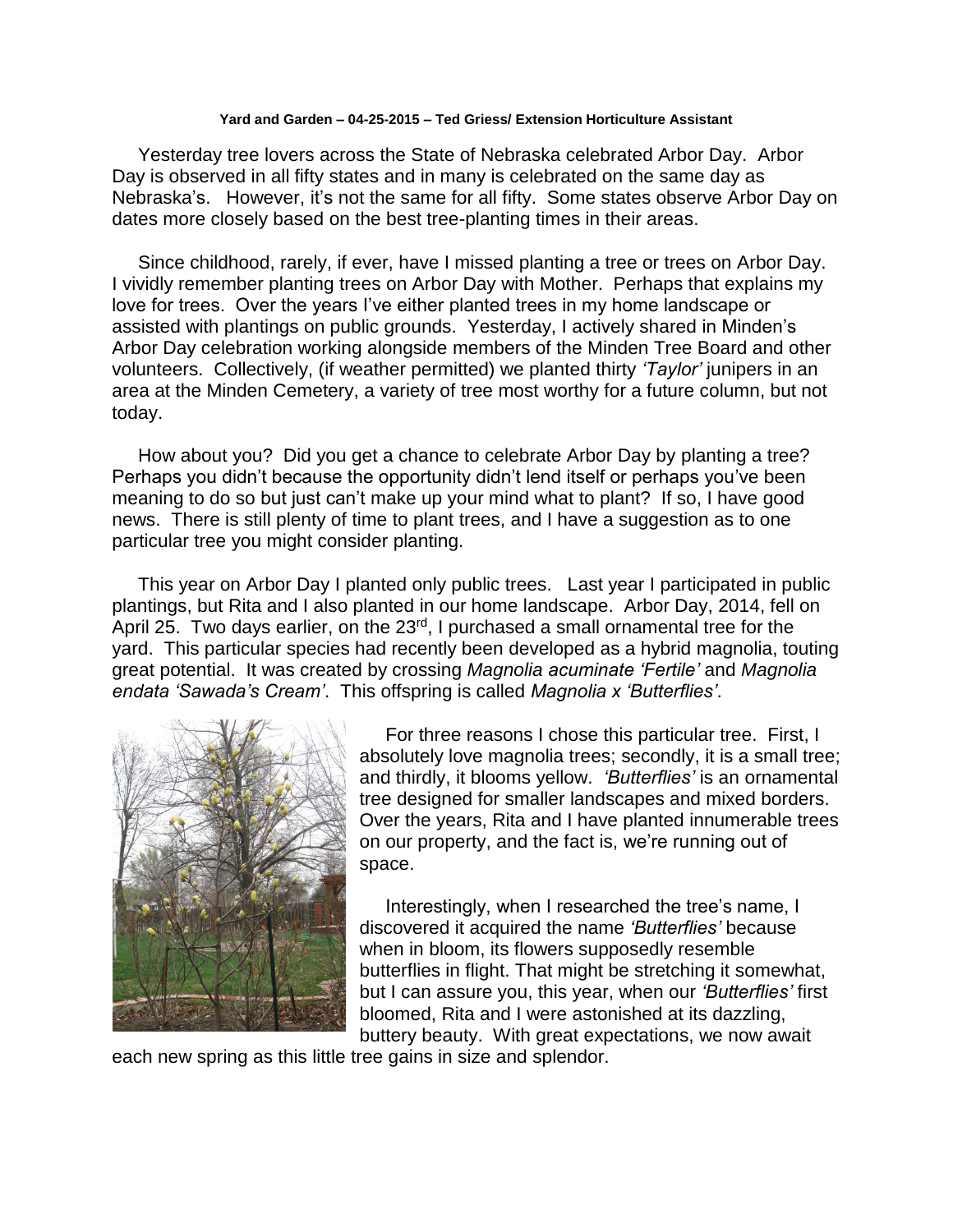**Yard and Garden – 04-25-2015 – Ted Griess/ Extension Horticulture Assistant**

Yesterday tree lovers across the State of Nebraska celebrated Arbor Day. Arbor Day is observed in all fifty states and in many is celebrated on the same day as Nebraska's. However, it's not the same for all fifty. Some states observe Arbor Day on dates more closely based on the best tree-planting times in their areas.

Since childhood, rarely, if ever, have I missed planting a tree or trees on Arbor Day. I vividly remember planting trees on Arbor Day with Mother. Perhaps that explains my love for trees. Over the years I've either planted trees in my home landscape or assisted with plantings on public grounds. Yesterday, I actively shared in Minden's Arbor Day celebration working alongside members of the Minden Tree Board and other volunteers. Collectively, (if weather permitted) we planted thirty *'Taylor'* junipers in an area at the Minden Cemetery, a variety of tree most worthy for a future column, but not today.

How about you? Did you get a chance to celebrate Arbor Day by planting a tree? Perhaps you didn't because the opportunity didn't lend itself or perhaps you've been meaning to do so but just can't make up your mind what to plant? If so, I have good news. There is still plenty of time to plant trees, and I have a suggestion as to one particular tree you might consider planting.

This year on Arbor Day I planted only public trees. Last year I participated in public plantings, but Rita and I also planted in our home landscape. Arbor Day, 2014, fell on April 25. Two days earlier, on the 23rd, I purchased a small ornamental tree for the yard. This particular species had recently been developed as a hybrid magnolia, touting great potential. It was created by crossing *Magnolia acuminate 'Fertile'* and *Magnolia endata 'Sawada's Cream'*. This offspring is called *Magnolia x 'Butterflies'*.

For three reasons I chose this particular tree. First, I absolutely love magnolia trees; secondly, it is a small tree; and thirdly, it blooms yellow. *'Butterflies'* is an ornamental tree designed for smaller landscapes and mixed borders. Over the years, Rita and I have planted innumerable trees on our property, and the fact is, we're running out of space.

Interestingly, when I researched the tree's name, I discovered it acquired the name *'Butterflies'* because when in bloom, its flowers supposedly resemble butterflies in flight. That might be stretching it somewhat, but I can assure you, this year, when our *'Butterflies'* first bloomed, Rita and I were astonished at its dazzling, buttery beauty. With great expectations, we now await each new spring as this little tree gains in size and splendor.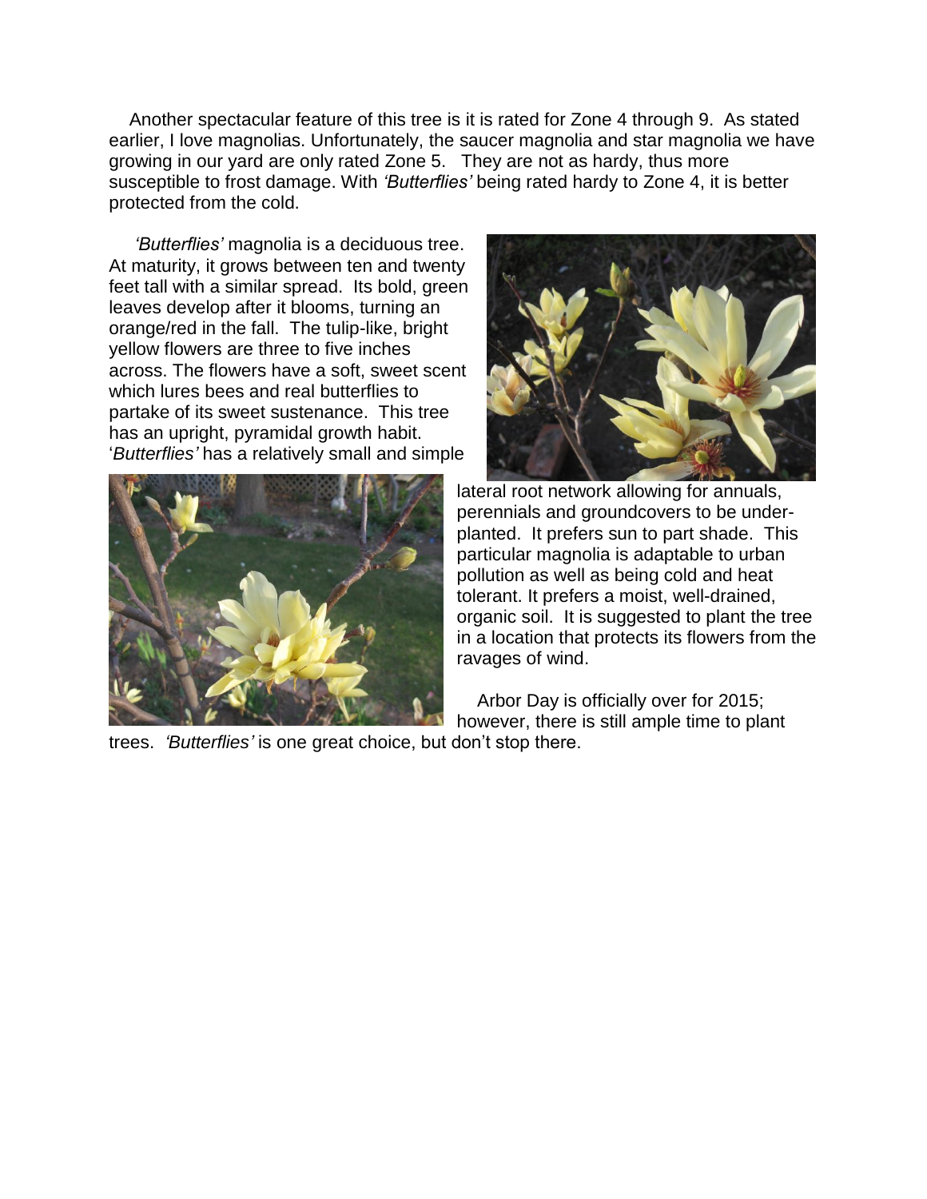Another spectacular feature of this tree is it is rated for Zone 4 through 9. As stated earlier, I love magnolias. Unfortunately, the saucer magnolia and star magnolia we have growing in our yard are only rated Zone 5. They are not as hardy, thus more susceptible to frost damage. With *'Butterflies'* being rated hardy to Zone 4, it is better protected from the cold.

*'Butterflies'* magnolia is a deciduous tree. At maturity, it grows between ten and twenty feet tall with a similar spread. Its bold, green leaves develop after it blooms, turning an orange/red in the fall. The tulip-like, bright yellow flowers are three to five inches across. The flowers have a soft, sweet scent which lures bees and real butterflies to partake of its sweet sustenance. This tree has an upright, pyramidal growth habit. '*Butterflies'* has a relatively small and simple lateral root network allowing for annuals, perennials and groundcovers to be under-planted. It prefers sun to part shade. This particular magnolia is adaptable to urban pollution as well as being cold and heat tolerant. It prefers a moist, well-drained, organic soil. It is suggested to plant the tree in a location that protects its flowers from the ravages of wind.

Arbor Day is officially over for 2015; however, there is still ample time to plant trees. *'Butterflies'* is one great choice, but don't stop there.